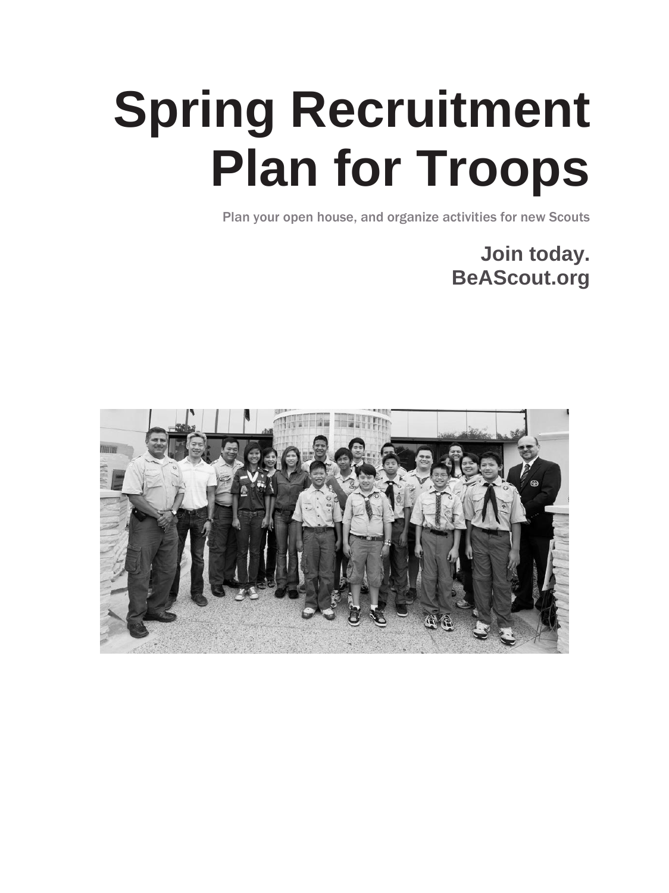# Spring Recruitment Plan for Troops

Plan your open house, and organize activities for new Scouts

**Join today.**
**BeAScout.org**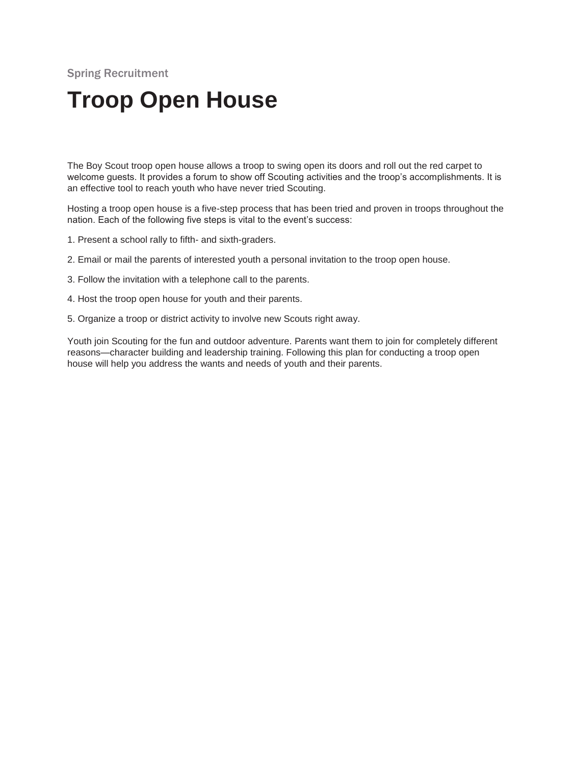Spring Recruitment

# Troop Open House

The Boy Scout troop open house allows a troop to swing open its doors and roll out the red carpet to welcome guests. It provides a forum to show off Scouting activities and the troop's accomplishments. It is an effective tool to reach youth who have never tried Scouting.

Hosting a troop open house is a five-step process that has been tried and proven in troops throughout the nation. Each of the following five steps is vital to the event's success:

1. Present a school rally to fifth- and sixth-graders.
2. Email or mail the parents of interested youth a personal invitation to the troop open house.
3. Follow the invitation with a telephone call to the parents.
4. Host the troop open house for youth and their parents.
5. Organize a troop or district activity to involve new Scouts right away.

Youth join Scouting for the fun and outdoor adventure. Parents want them to join for completely different reasons—character building and leadership training. Following this plan for conducting a troop open house will help you address the wants and needs of youth and their parents.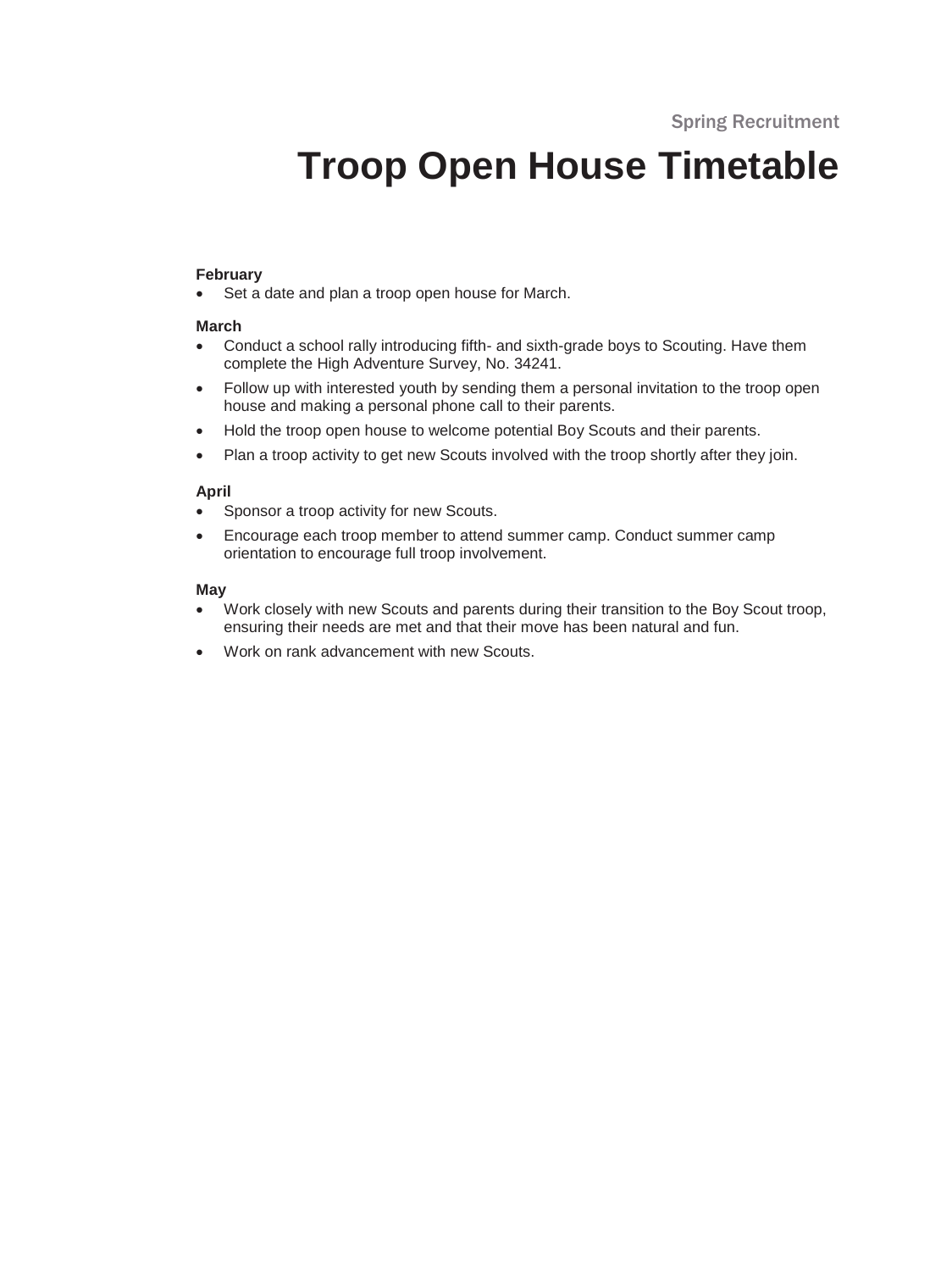Spring Recruitment

# Troop Open House Timetable

**February**

- Set a date and plan a troop open house for March.

**March**

- Conduct a school rally introducing fifth- and sixth-grade boys to Scouting. Have them complete the High Adventure Survey, No. 34241.
- Follow up with interested youth by sending them a personal invitation to the troop open house and making a personal phone call to their parents.
- Hold the troop open house to welcome potential Boy Scouts and their parents.
- Plan a troop activity to get new Scouts involved with the troop shortly after they join.

**April**

- Sponsor a troop activity for new Scouts.
- Encourage each troop member to attend summer camp. Conduct summer camp orientation to encourage full troop involvement.

**May**

- Work closely with new Scouts and parents during their transition to the Boy Scout troop, ensuring their needs are met and that their move has been natural and fun.
- Work on rank advancement with new Scouts.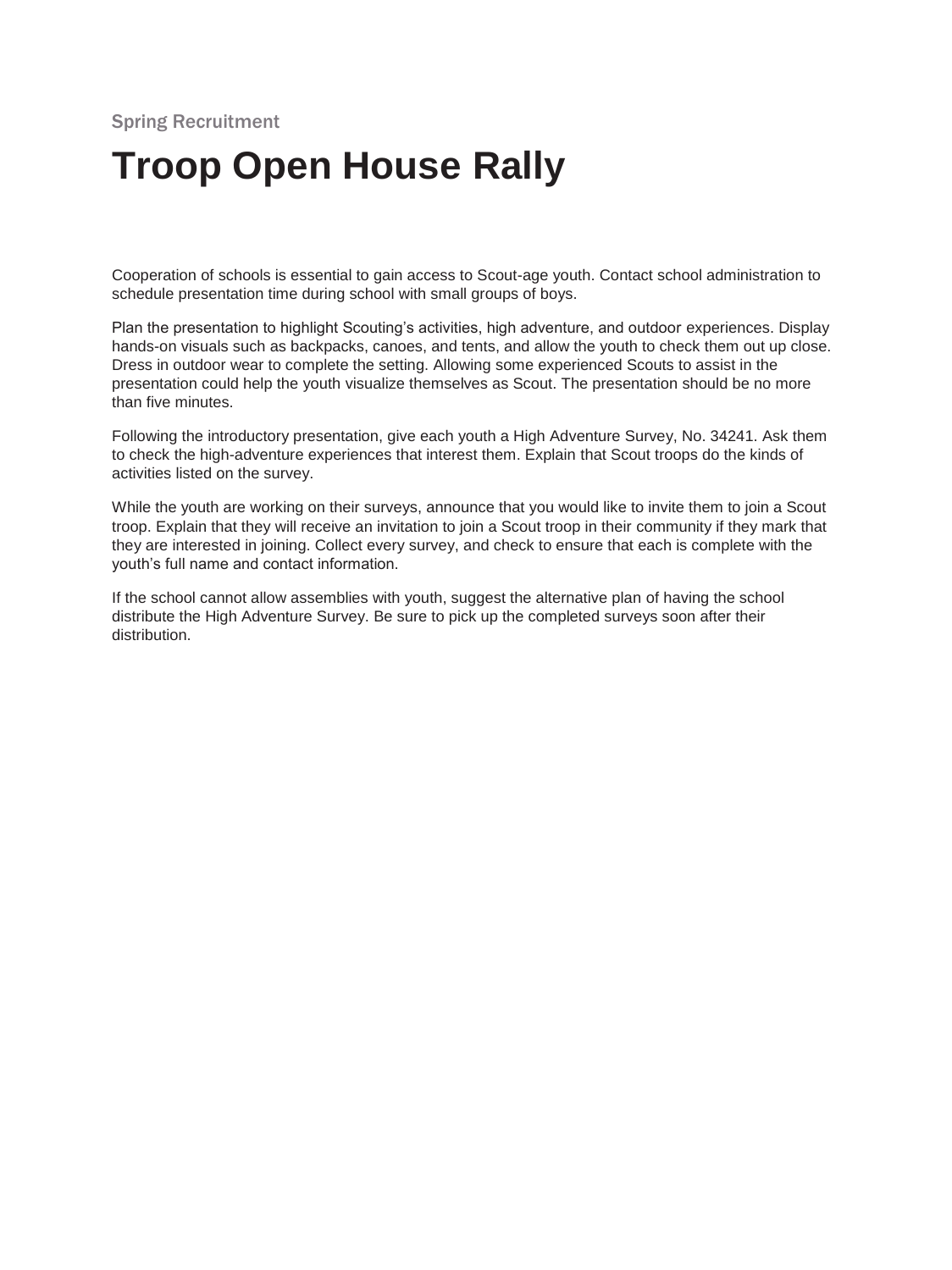Spring Recruitment

# Troop Open House Rally

Cooperation of schools is essential to gain access to Scout-age youth. Contact school administration to schedule presentation time during school with small groups of boys.

Plan the presentation to highlight Scouting's activities, high adventure, and outdoor experiences. Display hands-on visuals such as backpacks, canoes, and tents, and allow the youth to check them out up close. Dress in outdoor wear to complete the setting. Allowing some experienced Scouts to assist in the presentation could help the youth visualize themselves as Scout. The presentation should be no more than five minutes.

Following the introductory presentation, give each youth a High Adventure Survey, No. 34241. Ask them to check the high-adventure experiences that interest them. Explain that Scout troops do the kinds of activities listed on the survey.

While the youth are working on their surveys, announce that you would like to invite them to join a Scout troop. Explain that they will receive an invitation to join a Scout troop in their community if they mark that they are interested in joining. Collect every survey, and check to ensure that each is complete with the youth's full name and contact information.

If the school cannot allow assemblies with youth, suggest the alternative plan of having the school distribute the High Adventure Survey. Be sure to pick up the completed surveys soon after their distribution.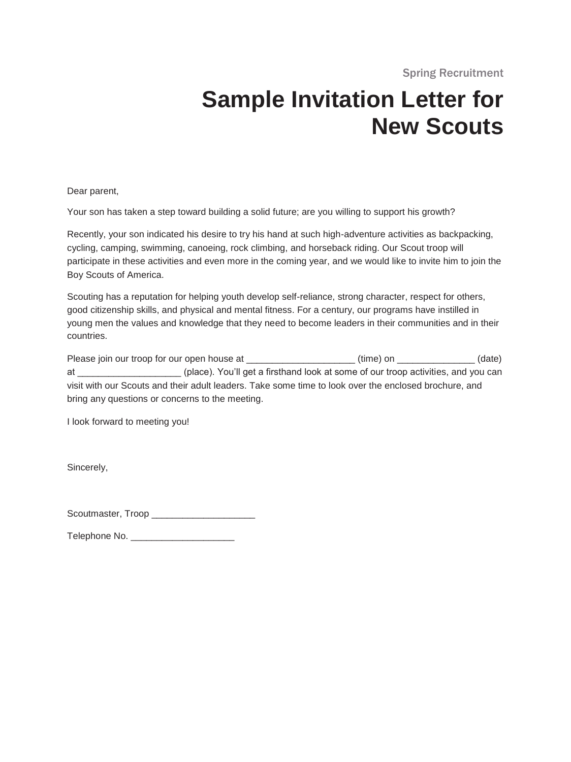Spring Recruitment

# Sample Invitation Letter for New Scouts

Dear parent,

Your son has taken a step toward building a solid future; are you willing to support his growth?

Recently, your son indicated his desire to try his hand at such high-adventure activities as backpacking, cycling, camping, swimming, canoeing, rock climbing, and horseback riding. Our Scout troop will participate in these activities and even more in the coming year, and we would like to invite him to join the Boy Scouts of America.

Scouting has a reputation for helping youth develop self-reliance, strong character, respect for others, good citizenship skills, and physical and mental fitness. For a century, our programs have instilled in young men the values and knowledge that they need to become leaders in their communities and in their countries.

Please join our troop for our open house at ____________________ (time) on ______________ (date) at ___________________ (place). You'll get a firsthand look at some of our troop activities, and you can visit with our Scouts and their adult leaders. Take some time to look over the enclosed brochure, and bring any questions or concerns to the meeting.

I look forward to meeting you!

Sincerely,

Scoutmaster, Troop ___________________

Telephone No. ___________________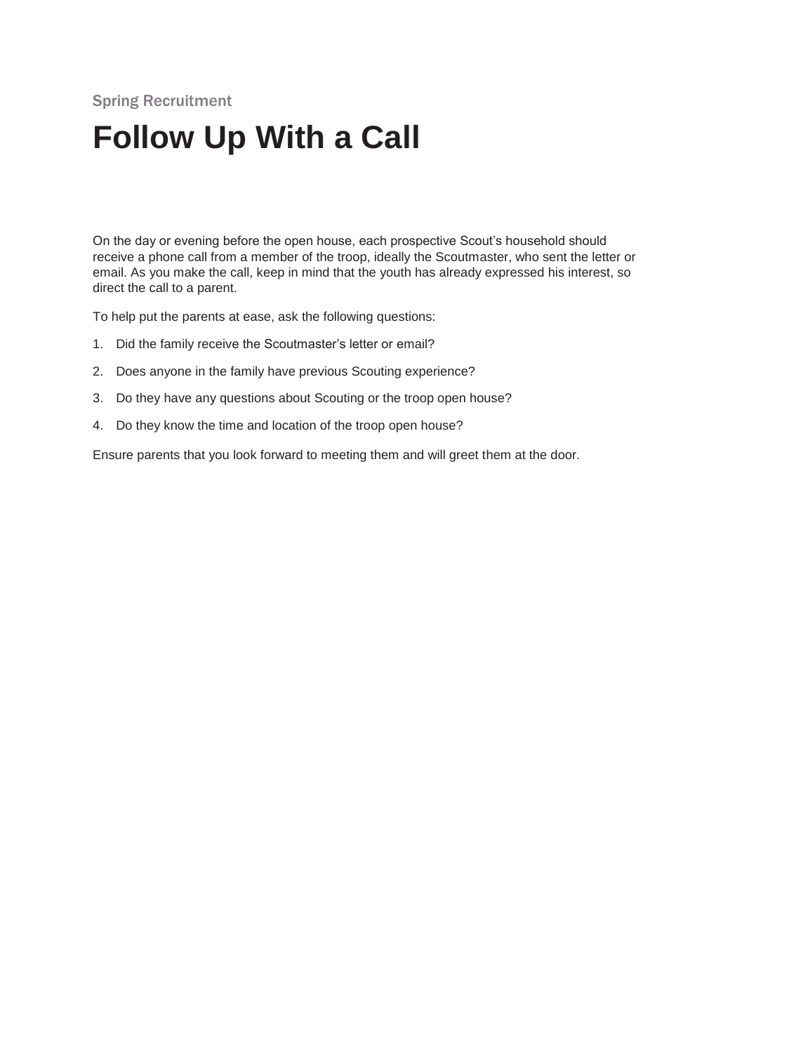Spring Recruitment

# Follow Up With a Call

On the day or evening before the open house, each prospective Scout's household should receive a phone call from a member of the troop, ideally the Scoutmaster, who sent the letter or email. As you make the call, keep in mind that the youth has already expressed his interest, so direct the call to a parent.

To help put the parents at ease, ask the following questions:

1. Did the family receive the Scoutmaster's letter or email?
2. Does anyone in the family have previous Scouting experience?
3. Do they have any questions about Scouting or the troop open house?
4. Do they know the time and location of the troop open house?

Ensure parents that you look forward to meeting them and will greet them at the door.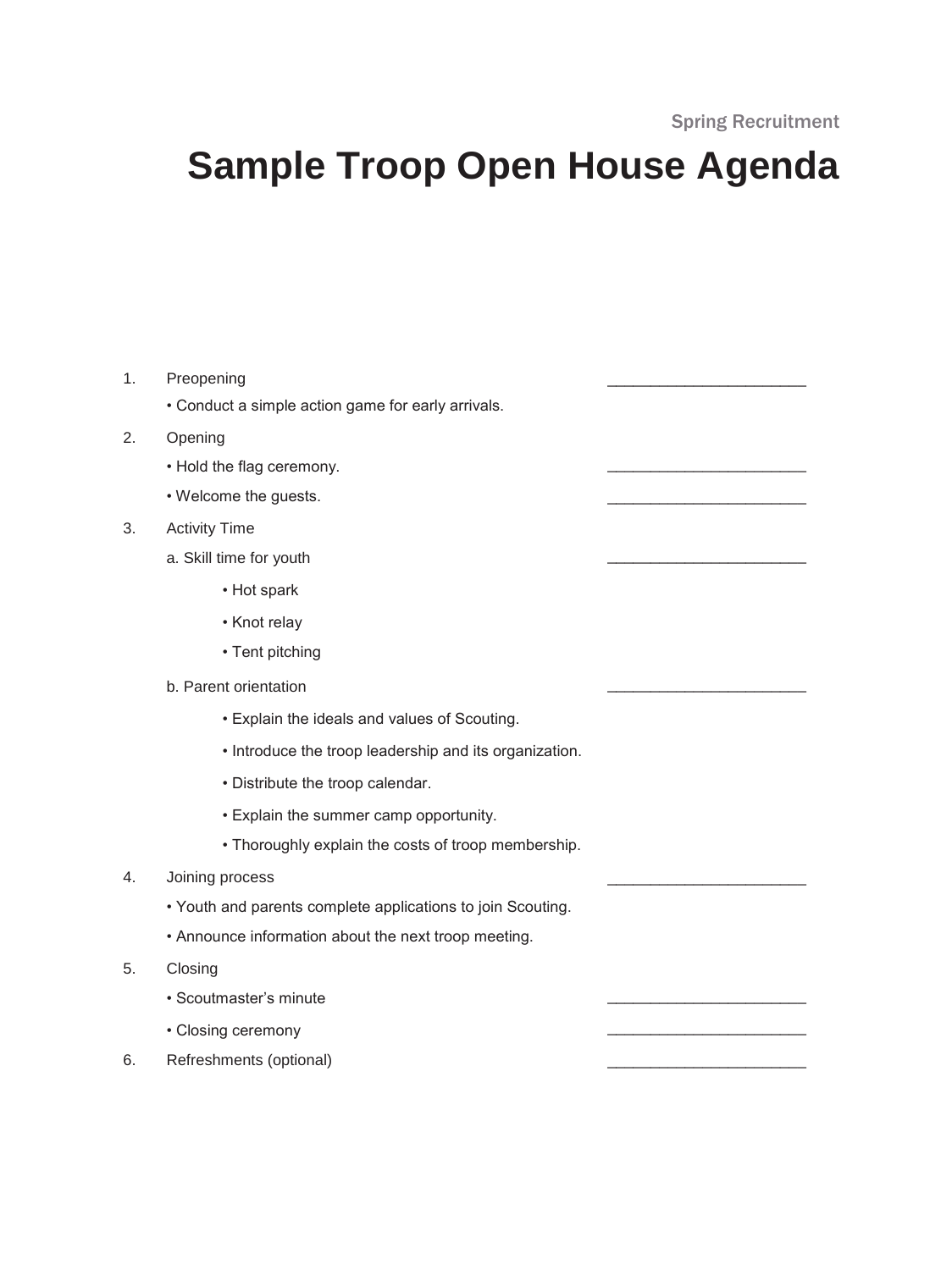Spring Recruitment

# Sample Troop Open House Agenda

1. Preopening \_\_\_\_\_\_\_\_\_\_\_\_\_\_\_\_\_\_\_\_\_\_
   - Conduct a simple action game for early arrivals.
2. Opening
   - Hold the flag ceremony. \_\_\_\_\_\_\_\_\_\_\_\_\_\_\_\_\_\_\_\_\_\_
   - Welcome the guests. \_\_\_\_\_\_\_\_\_\_\_\_\_\_\_\_\_\_\_\_\_\_
3. Activity Time

   a. Skill time for youth \_\_\_\_\_\_\_\_\_\_\_\_\_\_\_\_\_\_\_\_\_\_
      - Hot spark
      - Knot relay
      - Tent pitching

   b. Parent orientation \_\_\_\_\_\_\_\_\_\_\_\_\_\_\_\_\_\_\_\_\_\_
      - Explain the ideals and values of Scouting.
      - Introduce the troop leadership and its organization.
      - Distribute the troop calendar.
      - Explain the summer camp opportunity.
      - Thoroughly explain the costs of troop membership.
4. Joining process \_\_\_\_\_\_\_\_\_\_\_\_\_\_\_\_\_\_\_\_\_\_
   - Youth and parents complete applications to join Scouting.
   - Announce information about the next troop meeting.
5. Closing
   - Scoutmaster's minute \_\_\_\_\_\_\_\_\_\_\_\_\_\_\_\_\_\_\_\_\_\_
   - Closing ceremony \_\_\_\_\_\_\_\_\_\_\_\_\_\_\_\_\_\_\_\_\_\_
6. Refreshments (optional) \_\_\_\_\_\_\_\_\_\_\_\_\_\_\_\_\_\_\_\_\_\_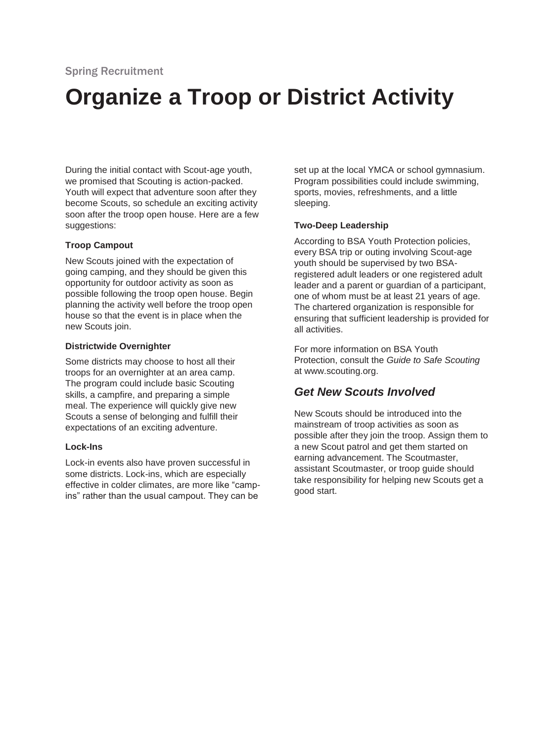Spring Recruitment

# Organize a Troop or District Activity

During the initial contact with Scout-age youth, we promised that Scouting is action-packed. Youth will expect that adventure soon after they become Scouts, so schedule an exciting activity soon after the troop open house. Here are a few suggestions:

**Troop Campout**

New Scouts joined with the expectation of going camping, and they should be given this opportunity for outdoor activity as soon as possible following the troop open house. Begin planning the activity well before the troop open house so that the event is in place when the new Scouts join.

**Districtwide Overnighter**

Some districts may choose to host all their troops for an overnighter at an area camp. The program could include basic Scouting skills, a campfire, and preparing a simple meal. The experience will quickly give new Scouts a sense of belonging and fulfill their expectations of an exciting adventure.

**Lock-Ins**

Lock-in events also have proven successful in some districts. Lock-ins, which are especially effective in colder climates, are more like "camp-ins" rather than the usual campout. They can be set up at the local YMCA or school gymnasium. Program possibilities could include swimming, sports, movies, refreshments, and a little sleeping.

**Two-Deep Leadership**

According to BSA Youth Protection policies, every BSA trip or outing involving Scout-age youth should be supervised by two BSA-registered adult leaders or one registered adult leader and a parent or guardian of a participant, one of whom must be at least 21 years of age. The chartered organization is responsible for ensuring that sufficient leadership is provided for all activities.

For more information on BSA Youth Protection, consult the *Guide to Safe Scouting* at www.scouting.org.

## *Get New Scouts Involved*

New Scouts should be introduced into the mainstream of troop activities as soon as possible after they join the troop. Assign them to a new Scout patrol and get them started on earning advancement. The Scoutmaster, assistant Scoutmaster, or troop guide should take responsibility for helping new Scouts get a good start.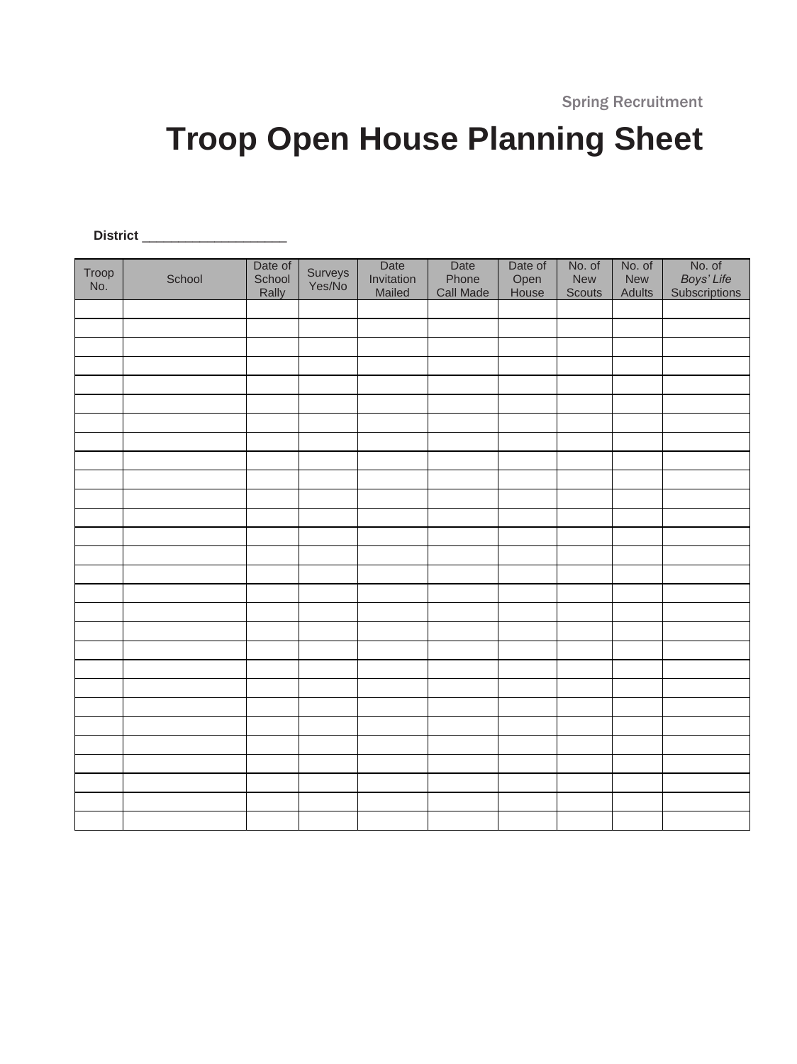Spring Recruitment

# Troop Open House Planning Sheet

**District** ____________________

| Troop No. | School | Date of School Rally | Surveys Yes/No | Date Invitation Mailed | Date Phone Call Made | Date of Open House | No. of New Scouts | No. of New Adults | No. of *Boys' Life* Subscriptions |
|---|---|---|---|---|---|---|---|---|---|
| | | | | | | | | | |
| | | | | | | | | | |
| | | | | | | | | | |
| | | | | | | | | | |
| | | | | | | | | | |
| | | | | | | | | | |
| | | | | | | | | | |
| | | | | | | | | | |
| | | | | | | | | | |
| | | | | | | | | | |
| | | | | | | | | | |
| | | | | | | | | | |
| | | | | | | | | | |
| | | | | | | | | | |
| | | | | | | | | | |
| | | | | | | | | | |
| | | | | | | | | | |
| | | | | | | | | | |
| | | | | | | | | | |
| | | | | | | | | | |
| | | | | | | | | | |
| | | | | | | | | | |
| | | | | | | | | | |
| | | | | | | | | | |
| | | | | | | | | | |
| | | | | | | | | | |
| | | | | | | | | | |
| | | | | | | | | | |